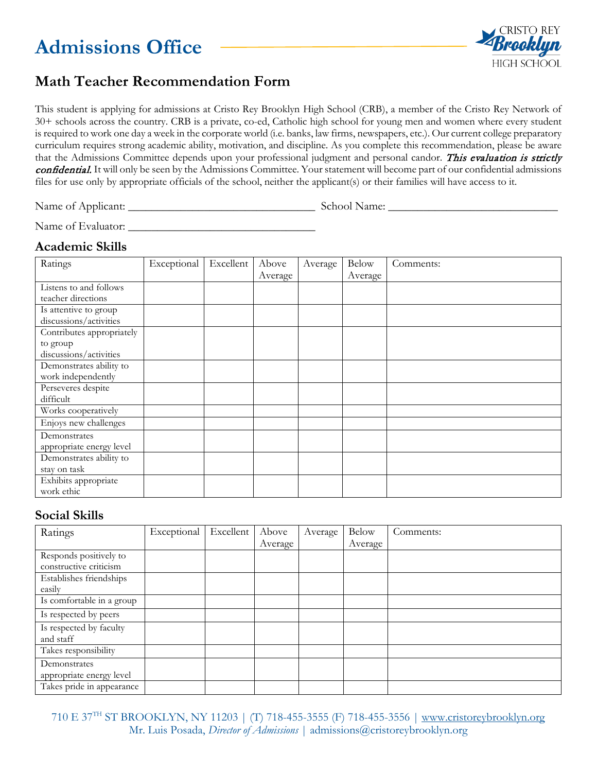# Admissions Office

CRISTO REY Brooklyn HIGH SCHOOL

## Math Teacher Recommendation Form

This student is applying for admissions at Cristo Rey Brooklyn High School (CRB), a member of the Cristo Rey Network of 30+ schools across the country. CRB is a private, co-ed, Catholic high school for young men and women where every student is required to work one day a week in the corporate world (i.e. banks, law firms, newspapers, etc.). Our current college preparatory curriculum requires strong academic ability, motivation, and discipline. As you complete this recommendation, please be aware that the Admissions Committee depends upon your professional judgment and personal candor. ***This evaluation is strictly confidential.*** It will only be seen by the Admissions Committee. Your statement will become part of our confidential admissions files for use only by appropriate officials of the school, neither the applicant(s) or their families will have access to it.

Name of Applicant: ________________________________ School Name: _____________________________

Name of Evaluator: ________________________________

### Academic Skills

| Ratings | Exceptional | Excellent | Above Average | Average | Below Average | Comments: |
|---|---|---|---|---|---|---|
| Listens to and follows teacher directions | | | | | | |
| Is attentive to group discussions/activities | | | | | | |
| Contributes appropriately to group discussions/activities | | | | | | |
| Demonstrates ability to work independently | | | | | | |
| Perseveres despite difficult | | | | | | |
| Works cooperatively | | | | | | |
| Enjoys new challenges | | | | | | |
| Demonstrates appropriate energy level | | | | | | |
| Demonstrates ability to stay on task | | | | | | |
| Exhibits appropriate work ethic | | | | | | |

### Social Skills

| Ratings | Exceptional | Excellent | Above Average | Average | Below Average | Comments: |
|---|---|---|---|---|---|---|
| Responds positively to constructive criticism | | | | | | |
| Establishes friendships easily | | | | | | |
| Is comfortable in a group | | | | | | |
| Is respected by peers | | | | | | |
| Is respected by faculty and staff | | | | | | |
| Takes responsibility | | | | | | |
| Demonstrates appropriate energy level | | | | | | |
| Takes pride in appearance | | | | | | |

710 E 37TH ST BROOKLYN, NY 11203 | (T) 718-455-3555 (F) 718-455-3556 | www.cristoreybrooklyn.org
Mr. Luis Posada, *Director of Admissions* | admissions@cristoreybrooklyn.org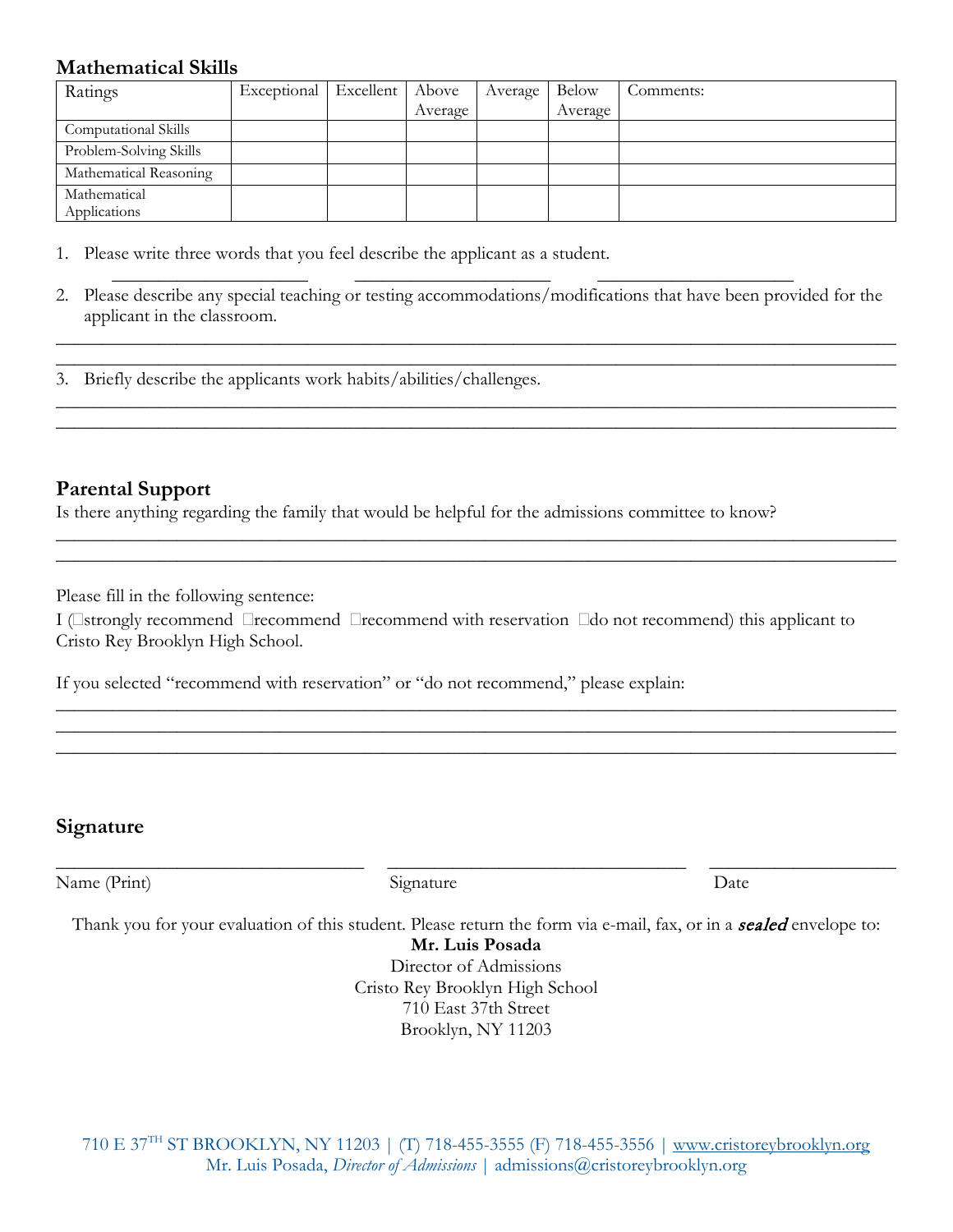## Mathematical Skills

| Ratings | Exceptional | Excellent | Above Average | Average | Below Average | Comments: |
|---|---|---|---|---|---|---|
| Computational Skills | | | | | | |
| Problem-Solving Skills | | | | | | |
| Mathematical Reasoning | | | | | | |
| Mathematical Applications | | | | | | |

1. Please write three words that you feel describe the applicant as a student.

   ____________________ ____________________ ____________________

2. Please describe any special teaching or testing accommodations/modifications that have been provided for the applicant in the classroom.

______________________________________________________________________________
______________________________________________________________________________

3. Briefly describe the applicants work habits/abilities/challenges.

______________________________________________________________________________
______________________________________________________________________________

## Parental Support

Is there anything regarding the family that would be helpful for the admissions committee to know?

______________________________________________________________________________
______________________________________________________________________________

Please fill in the following sentence:

I (☐strongly recommend ☐recommend ☐recommend with reservation ☐do not recommend) this applicant to Cristo Rey Brooklyn High School.

If you selected "recommend with reservation" or "do not recommend," please explain:

______________________________________________________________________________
______________________________________________________________________________
______________________________________________________________________________

## Signature

______________________________ ______________________________ ____________________

Name (Print) Signature Date

Thank you for your evaluation of this student. Please return the form via e-mail, fax, or in a ***sealed*** envelope to:

**Mr. Luis Posada**
Director of Admissions
Cristo Rey Brooklyn High School
710 East 37th Street
Brooklyn, NY 11203

710 E 37TH ST BROOKLYN, NY 11203 | (T) 718-455-3555 (F) 718-455-3556 | www.cristoreybrooklyn.org
Mr. Luis Posada, *Director of Admissions* | admissions@cristoreybrooklyn.org